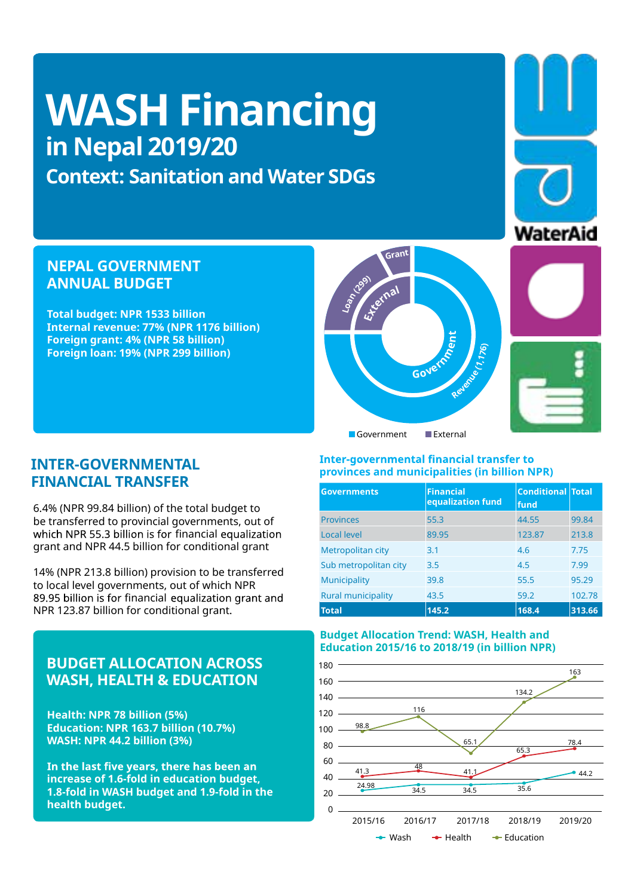# WASH Financing

## in Nepal 2019/20

### Context: Sanitation and Water SDGs

WaterAid

## NEPAL GOVERNMENT ANNUAL BUDGET

**Total budget: NPR 1533 billion**
**Internal revenue: 77% (NPR 1176 billion)**
**Foreign grant: 4% (NPR 58 billion)**
**Foreign loan: 19% (NPR 299 billion)**

Grant
Loan (299)
External
Government
Revenue (1,176)

Government External

## INTER-GOVERNMENTAL FINANCIAL TRANSFER

6.4% (NPR 99.84 billion) of the total budget to be transferred to provincial governments, out of which NPR 55.3 billion is for financial equalization grant and NPR 44.5 billion for conditional grant

14% (NPR 213.8 billion) provision to be transferred to local level governments, out of which NPR 89.95 billion is for financial equalization grant and NPR 123.87 billion for conditional grant.

**Inter-governmental financial transfer to provinces and municipalities (in billion NPR)**

| Governments | Financial equalization fund | Conditional fund | Total |
|---|---|---|---|
| Provinces | 55.3 | 44.55 | 99.84 |
| Local level | 89.95 | 123.87 | 213.8 |
| Metropolitan city | 3.1 | 4.6 | 7.75 |
| Sub metropolitan city | 3.5 | 4.5 | 7.99 |
| Municipality | 39.8 | 55.5 | 95.29 |
| Rural municipality | 43.5 | 59.2 | 102.78 |
| **Total** | **145.2** | **168.4** | **313.66** |

## BUDGET ALLOCATION ACROSS WASH, HEALTH & EDUCATION

**Health: NPR 78 billion (5%)**
**Education: NPR 163.7 billion (10.7%)**
**WASH: NPR 44.2 billion (3%)**

**In the last five years, there has been an increase of 1.6-fold in education budget, 1.8-fold in WASH budget and 1.9-fold in the health budget.**

**Budget Allocation Trend: WASH, Health and Education 2015/16 to 2018/19 (in billion NPR)**

| Year | Wash | Health | Education |
|---|---|---|---|
| 2015/16 | 24.98 | 41.3 | 98.8 |
| 2016/17 | 34.5 | 48 | 116 |
| 2017/18 | 34.5 | 41.1 | 65.1 |
| 2018/19 | 35.6 | 65.3 | 134.2 |
| 2019/20 | 44.2 | 78.4 | 163 |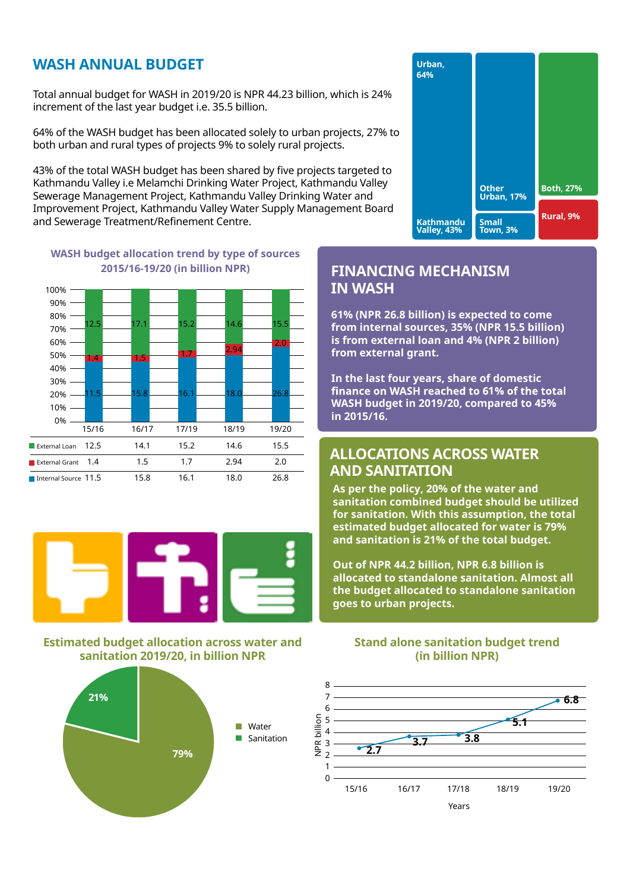## WASH ANNUAL BUDGET

Total annual budget for WASH in 2019/20 is NPR 44.23 billion, which is 24% increment of the last year budget i.e. 35.5 billion.

64% of the WASH budget has been allocated solely to urban projects, 27% to both urban and rural types of projects 9% to solely rural projects.

43% of the total WASH budget has been shared by five projects targeted to Kathmandu Valley i.e Melamchi Drinking Water Project, Kathmandu Valley Sewerage Management Project, Kathmandu Valley Drinking Water and Improvement Project, Kathmandu Valley Water Supply Management Board and Sewerage Treatment/Refinement Centre.

Urban, 64%; Kathmandu Valley, 43%; Other Urban, 17%; Small Town, 3%; Both, 27%; Rural, 9%

**WASH budget allocation trend by type of sources 2015/16-19/20 (in billion NPR)**

| | 15/16 | 16/17 | 17/19 | 18/19 | 19/20 |
|---|---|---|---|---|---|
| External Loan | 12.5 | 14.1 | 15.2 | 14.6 | 15.5 |
| External Grant | 1.4 | 1.5 | 1.7 | 2.94 | 2.0 |
| Internal Source | 11.5 | 15.8 | 16.1 | 18.0 | 26.8 |

## FINANCING MECHANISM IN WASH

**61% (NPR 26.8 billion) is expected to come from internal sources, 35% (NPR 15.5 billion) is from external loan and 4% (NPR 2 billion) from external grant.**

**In the last four years, share of domestic finance on WASH reached to 61% of the total WASH budget in 2019/20, compared to 45% in 2015/16.**

## ALLOCATIONS ACROSS WATER AND SANITATION

**As per the policy, 20% of the water and sanitation combined budget should be utilized for sanitation. With this assumption, the total estimated budget allocated for water is 79% and sanitation is 21% of the total budget.**

**Out of NPR 44.2 billion, NPR 6.8 billion is allocated to standalone sanitation. Almost all the budget allocated to standalone sanitation goes to urban projects.**

**Estimated budget allocation across water and sanitation 2019/20, in billion NPR**

| | Share |
|---|---|
| Water | 79% |
| Sanitation | 21% |

**Stand alone sanitation budget trend (in billion NPR)**

| Years | 15/16 | 16/17 | 17/18 | 18/19 | 19/20 |
|---|---|---|---|---|---|
| NPR billion | 2.7 | 3.7 | 3.8 | 5.1 | 6.8 |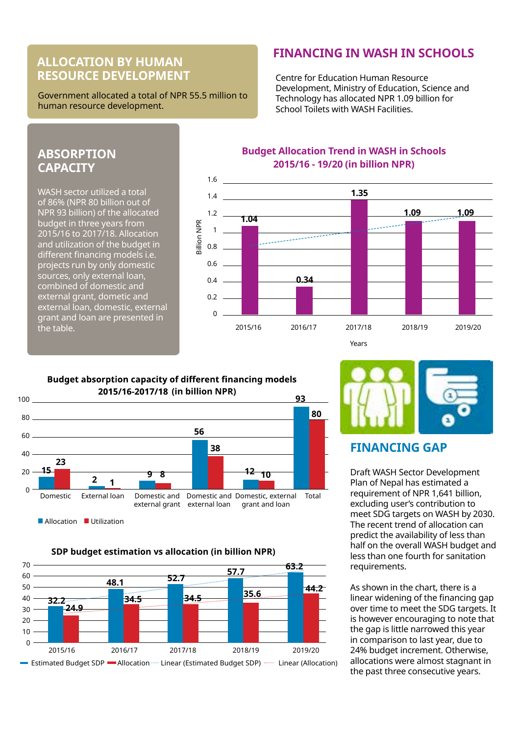## ALLOCATION BY HUMAN RESOURCE DEVELOPMENT

Government allocated a total of NPR 55.5 million to human resource development.

## ABSORPTION CAPACITY

WASH sector utilized a total of 86% (NPR 80 billion out of NPR 93 billion) of the allocated budget in three years from 2015/16 to 2017/18. Allocation and utilization of the budget in different financing models i.e. projects run by only domestic sources, only external loan, combined of domestic and external grant, dometic and external loan, domestic, external grant and loan are presented in the table.

## FINANCING IN WASH IN SCHOOLS

Centre for Education Human Resource Development, Ministry of Education, Science and Technology has allocated NPR 1.09 billion for School Toilets with WASH Facilities.

**Budget Allocation Trend in WASH in Schools 2015/16 - 19/20 (in billion NPR)**

| Years | Billion NPR |
|---|---|
| 2015/16 | 1.04 |
| 2016/17 | 0.34 |
| 2017/18 | 1.35 |
| 2018/19 | 1.09 |
| 2019/20 | 1.09 |

**Budget absorption capacity of different financing models 2015/16-2017/18 (in billion NPR)**

| | Allocation | Utilization |
|---|---|---|
| Domestic | 15 | 23 |
| External loan | 2 | 1 |
| Domestic and external grant | 9 | 8 |
| Domestic and external loan | 56 | 38 |
| Domestic, external grant and loan | 12 | 10 |
| Total | 93 | 80 |

**SDP budget estimation vs allocation (in billion NPR)**

| | Estimated Budget SDP | Allocation |
|---|---|---|
| 2015/16 | 32.2 | 24.9 |
| 2016/17 | 48.1 | 34.5 |
| 2017/18 | 52.7 | 34.5 |
| 2018/19 | 57.7 | 35.6 |
| 2019/20 | 63.2 | 44.2 |

## FINANCING GAP

Draft WASH Sector Development Plan of Nepal has estimated a requirement of NPR 1,641 billion, excluding user's contribution to meet SDG targets on WASH by 2030. The recent trend of allocation can predict the availability of less than half on the overall WASH budget and less than one fourth for sanitation requirements.

As shown in the chart, there is a linear widening of the financing gap over time to meet the SDG targets. It is however encouraging to note that the gap is little narrowed this year in comparison to last year, due to 24% budget increment. Otherwise, allocations were almost stagnant in the past three consecutive years.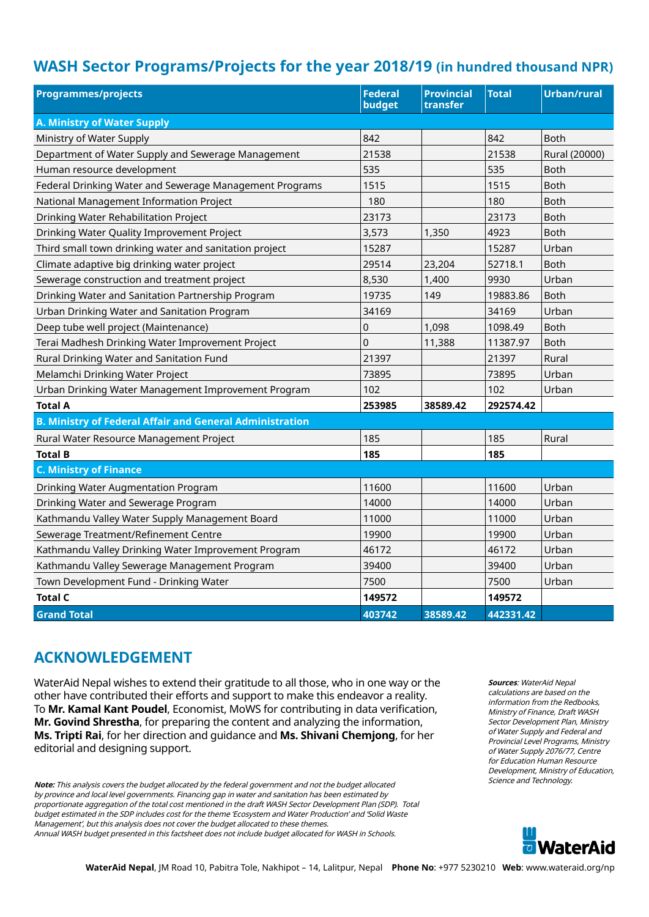## WASH Sector Programs/Projects for the year 2018/19 (in hundred thousand NPR)

| Programmes/projects | Federal budget | Provincial transfer | Total | Urban/rural |
|---|---|---|---|---|
| **A. Ministry of Water Supply** | | | | |
| Ministry of Water Supply | 842 | | 842 | Both |
| Department of Water Supply and Sewerage Management | 21538 | | 21538 | Rural (20000) |
| Human resource development | 535 | | 535 | Both |
| Federal Drinking Water and Sewerage Management Programs | 1515 | | 1515 | Both |
| National Management Information Project | 180 | | 180 | Both |
| Drinking Water Rehabilitation Project | 23173 | | 23173 | Both |
| Drinking Water Quality Improvement Project | 3,573 | 1,350 | 4923 | Both |
| Third small town drinking water and sanitation project | 15287 | | 15287 | Urban |
| Climate adaptive big drinking water project | 29514 | 23,204 | 52718.1 | Both |
| Sewerage construction and treatment project | 8,530 | 1,400 | 9930 | Urban |
| Drinking Water and Sanitation Partnership Program | 19735 | 149 | 19883.86 | Both |
| Urban Drinking Water and Sanitation Program | 34169 | | 34169 | Urban |
| Deep tube well project (Maintenance) | 0 | 1,098 | 1098.49 | Both |
| Terai Madhesh Drinking Water Improvement Project | 0 | 11,388 | 11387.97 | Both |
| Rural Drinking Water and Sanitation Fund | 21397 | | 21397 | Rural |
| Melamchi Drinking Water Project | 73895 | | 73895 | Urban |
| Urban Drinking Water Management Improvement Program | 102 | | 102 | Urban |
| **Total A** | **253985** | **38589.42** | **292574.42** | |
| **B. Ministry of Federal Affair and General Administration** | | | | |
| Rural Water Resource Management Project | 185 | | 185 | Rural |
| **Total B** | **185** | | **185** | |
| **C. Ministry of Finance** | | | | |
| Drinking Water Augmentation Program | 11600 | | 11600 | Urban |
| Drinking Water and Sewerage Program | 14000 | | 14000 | Urban |
| Kathmandu Valley Water Supply Management Board | 11000 | | 11000 | Urban |
| Sewerage Treatment/Refinement Centre | 19900 | | 19900 | Urban |
| Kathmandu Valley Drinking Water Improvement Program | 46172 | | 46172 | Urban |
| Kathmandu Valley Sewerage Management Program | 39400 | | 39400 | Urban |
| Town Development Fund - Drinking Water | 7500 | | 7500 | Urban |
| **Total C** | **149572** | | **149572** | |
| **Grand Total** | **403742** | **38589.42** | **442331.42** | |

## ACKNOWLEDGEMENT

WaterAid Nepal wishes to extend their gratitude to all those, who in one way or the other have contributed their efforts and support to make this endeavor a reality. To **Mr. Kamal Kant Poudel**, Economist, MoWS for contributing in data verification, **Mr. Govind Shrestha**, for preparing the content and analyzing the information, **Ms. Tripti Rai**, for her direction and guidance and **Ms. Shivani Chemjong**, for her editorial and designing support.

***Sources**: WaterAid Nepal calculations are based on the information from the Redbooks, Ministry of Finance, Draft WASH Sector Development Plan, Ministry of Water Supply and Federal and Provincial Level Programs, Ministry of Water Supply 2076/77, Centre for Education Human Resource Development, Ministry of Education, Science and Technology.*

***Note:** This analysis covers the budget allocated by the federal government and not the budget allocated by province and local level governments. Financing gap in water and sanitation has been estimated by proportionate aggregation of the total cost mentioned in the draft WASH Sector Development Plan (SDP). Total budget estimated in the SDP includes cost for the theme 'Ecosystem and Water Production' and 'Solid Waste Management', but this analysis does not cover the budget allocated to these themes.*
*Annual WASH budget presented in this factsheet does not include budget allocated for WASH in Schools.*

WaterAid

**WaterAid Nepal**, JM Road 10, Pabitra Tole, Nakhipot – 14, Lalitpur, Nepal **Phone No**: +977 5230210 **Web**: www.wateraid.org/np